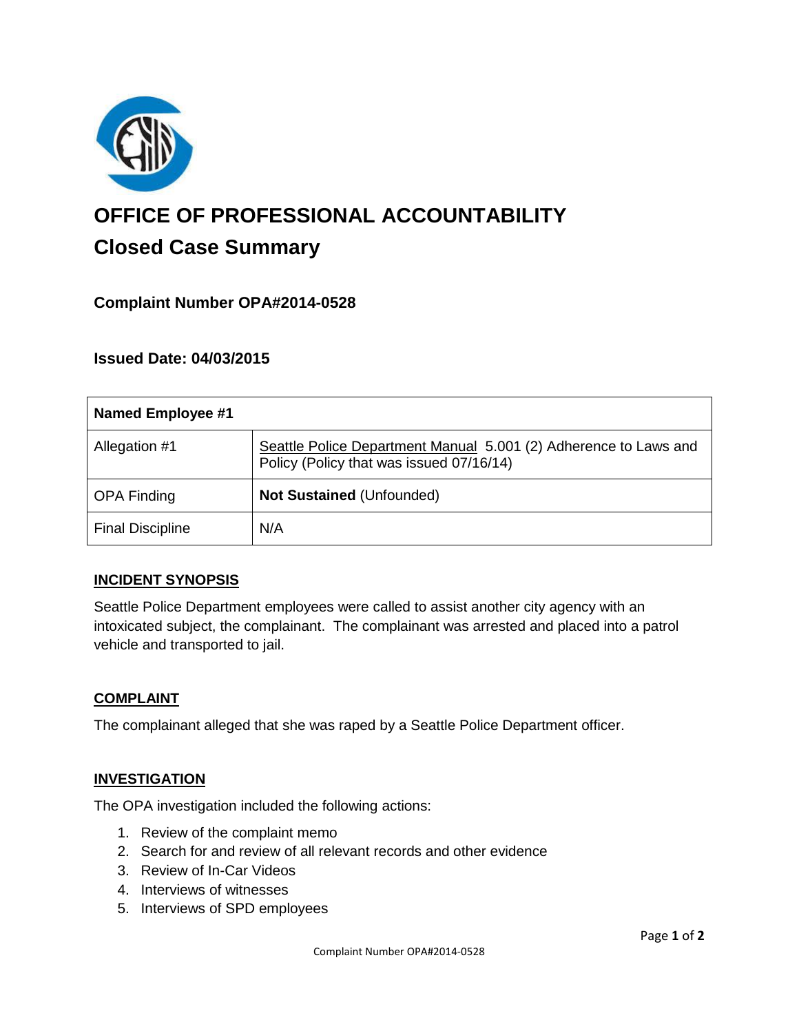# OFFICE OF PROFESSIONAL ACCOUNTABILITY

## Closed Case Summary

### Complaint Number OPA#2014-0528

### Issued Date: 04/03/2015

| Named Employee #1 | |
|---|---|
| Allegation #1 | Seattle Police Department Manual 5.001 (2) Adherence to Laws and Policy (Policy that was issued 07/16/14) |
| OPA Finding | **Not Sustained** (Unfounded) |
| Final Discipline | N/A |

## INCIDENT SYNOPSIS

Seattle Police Department employees were called to assist another city agency with an intoxicated subject, the complainant. The complainant was arrested and placed into a patrol vehicle and transported to jail.

## COMPLAINT

The complainant alleged that she was raped by a Seattle Police Department officer.

## INVESTIGATION

The OPA investigation included the following actions:

1. Review of the complaint memo
2. Search for and review of all relevant records and other evidence
3. Review of In-Car Videos
4. Interviews of witnesses
5. Interviews of SPD employees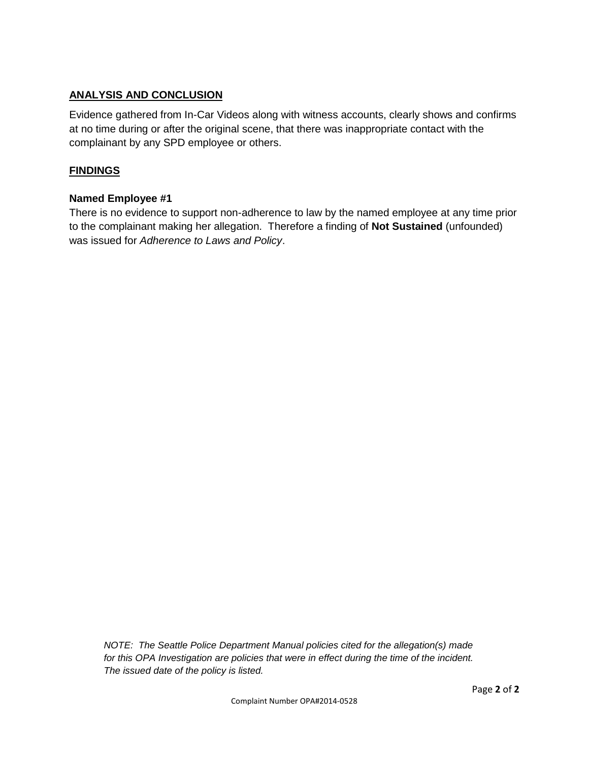## ANALYSIS AND CONCLUSION

Evidence gathered from In-Car Videos along with witness accounts, clearly shows and confirms at no time during or after the original scene, that there was inappropriate contact with the complainant by any SPD employee or others.

## FINDINGS

**Named Employee #1**
There is no evidence to support non-adherence to law by the named employee at any time prior to the complainant making her allegation. Therefore a finding of **Not Sustained** (unfounded) was issued for *Adherence to Laws and Policy*.

*NOTE: The Seattle Police Department Manual policies cited for the allegation(s) made for this OPA Investigation are policies that were in effect during the time of the incident. The issued date of the policy is listed.*

Complaint Number OPA#2014-0528